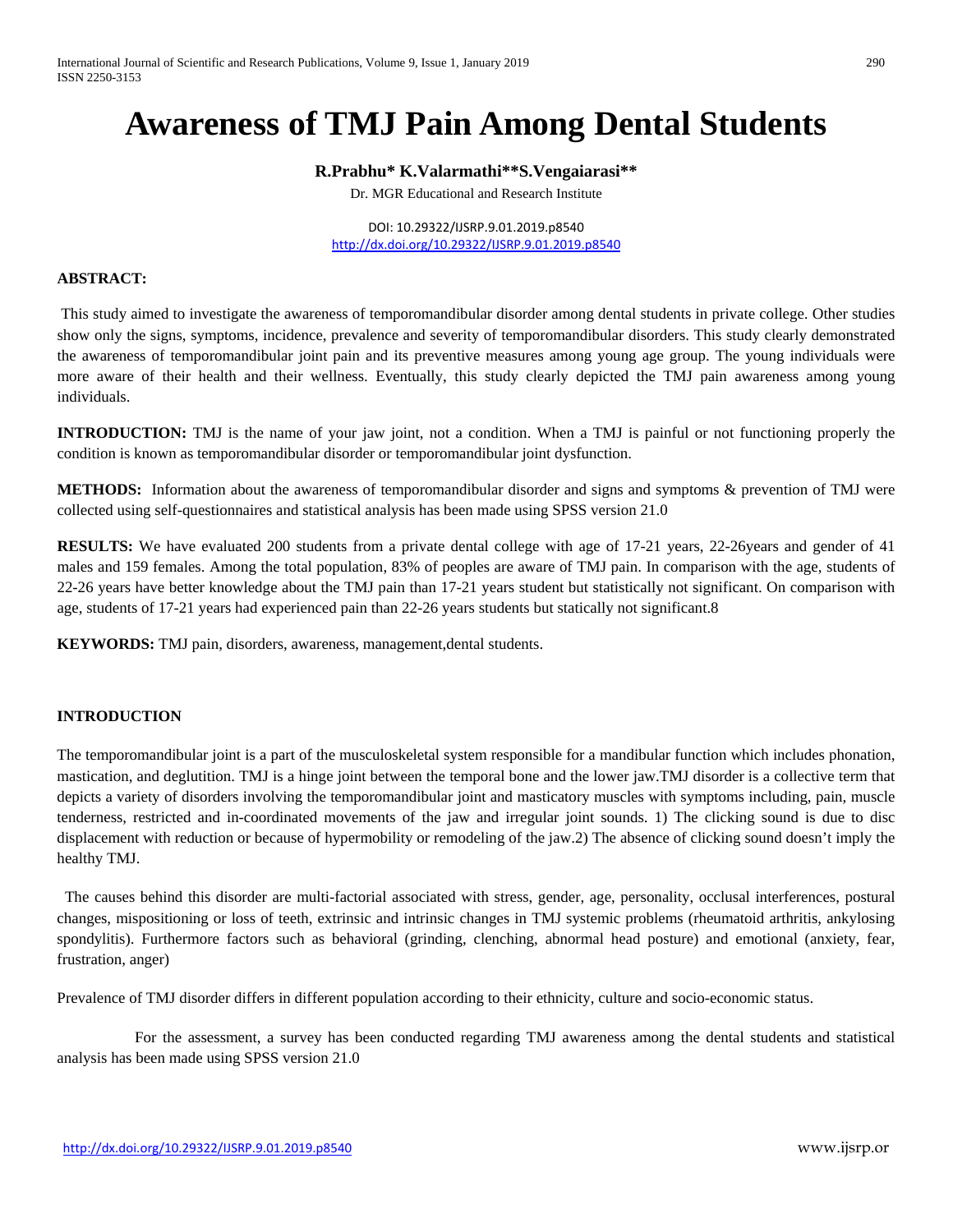# Awareness of TMJ Pain Among Dental Students

**R.Prabhu\* K.Valarmathi\*\*S.Vengaiarasi\*\***

Dr. MGR Educational and Research Institute

DOI: 10.29322/IJSRP.9.01.2019.p8540
http://dx.doi.org/10.29322/IJSRP.9.01.2019.p8540

**ABSTRACT:**

This study aimed to investigate the awareness of temporomandibular disorder among dental students in private college. Other studies show only the signs, symptoms, incidence, prevalence and severity of temporomandibular disorders. This study clearly demonstrated the awareness of temporomandibular joint pain and its preventive measures among young age group. The young individuals were more aware of their health and their wellness. Eventually, this study clearly depicted the TMJ pain awareness among young individuals.

**INTRODUCTION:** TMJ is the name of your jaw joint, not a condition. When a TMJ is painful or not functioning properly the condition is known as temporomandibular disorder or temporomandibular joint dysfunction.

**METHODS:** Information about the awareness of temporomandibular disorder and signs and symptoms & prevention of TMJ were collected using self-questionnaires and statistical analysis has been made using SPSS version 21.0

**RESULTS:** We have evaluated 200 students from a private dental college with age of 17-21 years, 22-26years and gender of 41 males and 159 females. Among the total population, 83% of peoples are aware of TMJ pain. In comparison with the age, students of 22-26 years have better knowledge about the TMJ pain than 17-21 years student but statistically not significant. On comparison with age, students of 17-21 years had experienced pain than 22-26 years students but statically not significant.8

**KEYWORDS:** TMJ pain, disorders, awareness, management,dental students.

## INTRODUCTION

The temporomandibular joint is a part of the musculoskeletal system responsible for a mandibular function which includes phonation, mastication, and deglutition. TMJ is a hinge joint between the temporal bone and the lower jaw.TMJ disorder is a collective term that depicts a variety of disorders involving the temporomandibular joint and masticatory muscles with symptoms including, pain, muscle tenderness, restricted and in-coordinated movements of the jaw and irregular joint sounds. 1) The clicking sound is due to disc displacement with reduction or because of hypermobility or remodeling of the jaw.2) The absence of clicking sound doesn't imply the healthy TMJ.

The causes behind this disorder are multi-factorial associated with stress, gender, age, personality, occlusal interferences, postural changes, mispositioning or loss of teeth, extrinsic and intrinsic changes in TMJ systemic problems (rheumatoid arthritis, ankylosing spondylitis). Furthermore factors such as behavioral (grinding, clenching, abnormal head posture) and emotional (anxiety, fear, frustration, anger)

Prevalence of TMJ disorder differs in different population according to their ethnicity, culture and socio-economic status.

For the assessment, a survey has been conducted regarding TMJ awareness among the dental students and statistical analysis has been made using SPSS version 21.0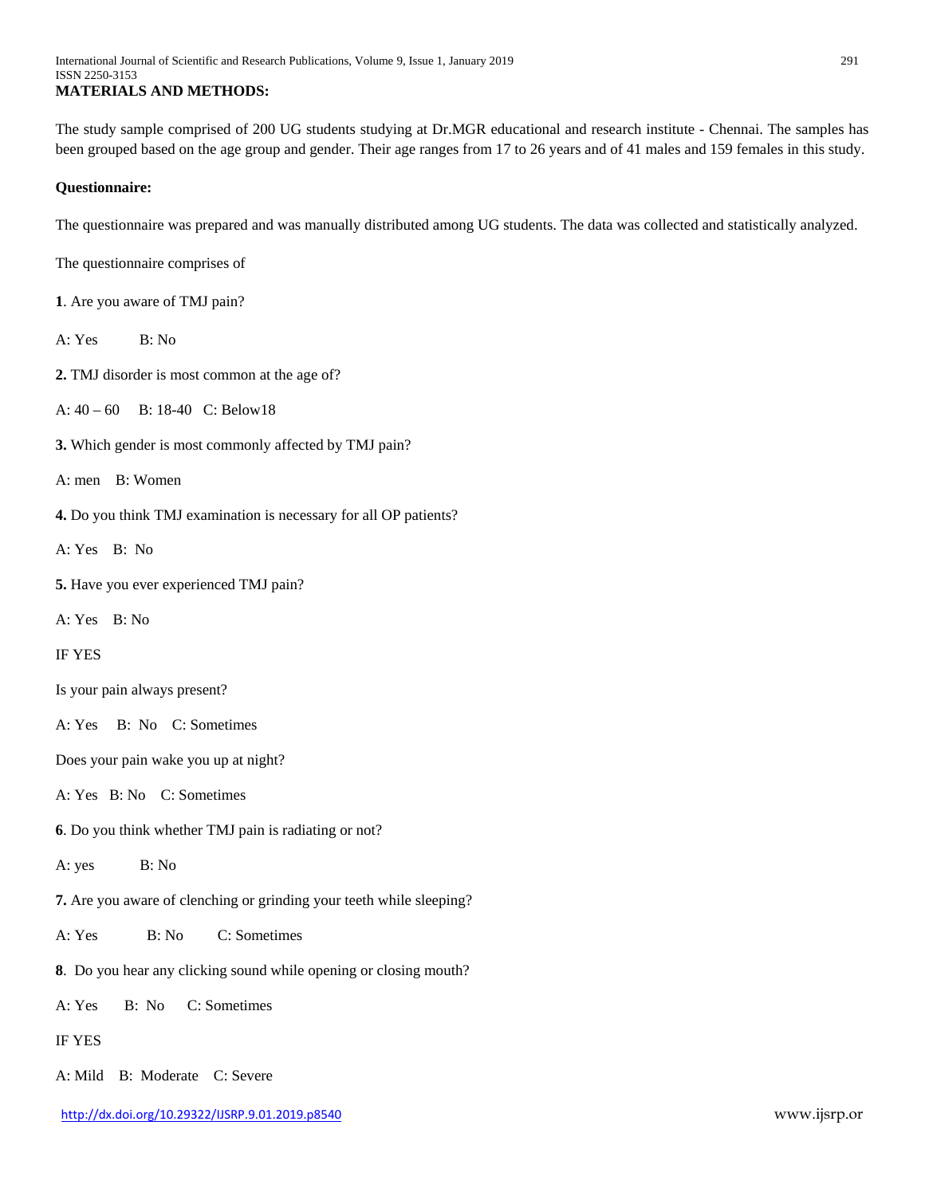**MATERIALS AND METHODS:**

The study sample comprised of 200 UG students studying at Dr.MGR educational and research institute - Chennai. The samples has been grouped based on the age group and gender. Their age ranges from 17 to 26 years and of 41 males and 159 females in this study.

**Questionnaire:**

The questionnaire was prepared and was manually distributed among UG students. The data was collected and statistically analyzed.

The questionnaire comprises of

**1**. Are you aware of TMJ pain?

A: Yes B: No

**2.** TMJ disorder is most common at the age of?

A: 40 – 60 B: 18-40 C: Below18

**3.** Which gender is most commonly affected by TMJ pain?

A: men B: Women

**4.** Do you think TMJ examination is necessary for all OP patients?

A: Yes B: No

**5.** Have you ever experienced TMJ pain?

A: Yes B: No

IF YES

Is your pain always present?

A: Yes B: No C: Sometimes

Does your pain wake you up at night?

A: Yes B: No C: Sometimes

**6**. Do you think whether TMJ pain is radiating or not?

A: yes B: No

**7.** Are you aware of clenching or grinding your teeth while sleeping?

A: Yes B: No C: Sometimes

**8**. Do you hear any clicking sound while opening or closing mouth?

A: Yes B: No C: Sometimes

IF YES

A: Mild B: Moderate C: Severe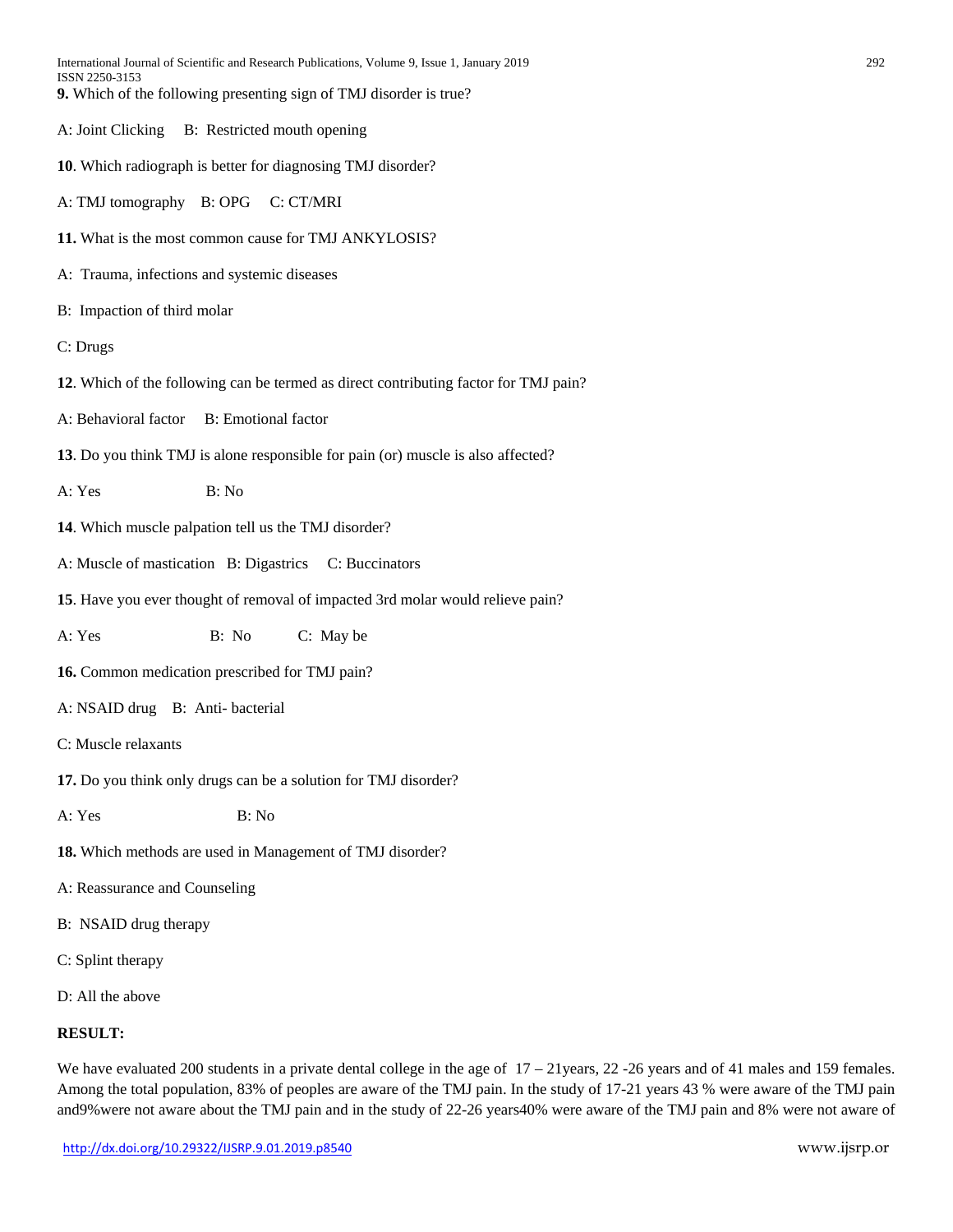**9.** Which of the following presenting sign of TMJ disorder is true?

A: Joint Clicking B: Restricted mouth opening

**10**. Which radiograph is better for diagnosing TMJ disorder?

A: TMJ tomography B: OPG C: CT/MRI

**11.** What is the most common cause for TMJ ANKYLOSIS?

A: Trauma, infections and systemic diseases

B: Impaction of third molar

C: Drugs

**12**. Which of the following can be termed as direct contributing factor for TMJ pain?

A: Behavioral factor B: Emotional factor

**13**. Do you think TMJ is alone responsible for pain (or) muscle is also affected?

A: Yes B: No

**14**. Which muscle palpation tell us the TMJ disorder?

A: Muscle of mastication B: Digastrics C: Buccinators

**15**. Have you ever thought of removal of impacted 3rd molar would relieve pain?

A: Yes B: No C: May be

**16.** Common medication prescribed for TMJ pain?

A: NSAID drug B: Anti- bacterial

C: Muscle relaxants

**17.** Do you think only drugs can be a solution for TMJ disorder?

A: Yes B: No

**18.** Which methods are used in Management of TMJ disorder?

A: Reassurance and Counseling

B: NSAID drug therapy

C: Splint therapy

D: All the above

**RESULT:**

We have evaluated 200 students in a private dental college in the age of 17 – 21years, 22 -26 years and of 41 males and 159 females. Among the total population, 83% of peoples are aware of the TMJ pain. In the study of 17-21 years 43 % were aware of the TMJ pain and9%were not aware about the TMJ pain and in the study of 22-26 years40% were aware of the TMJ pain and 8% were not aware of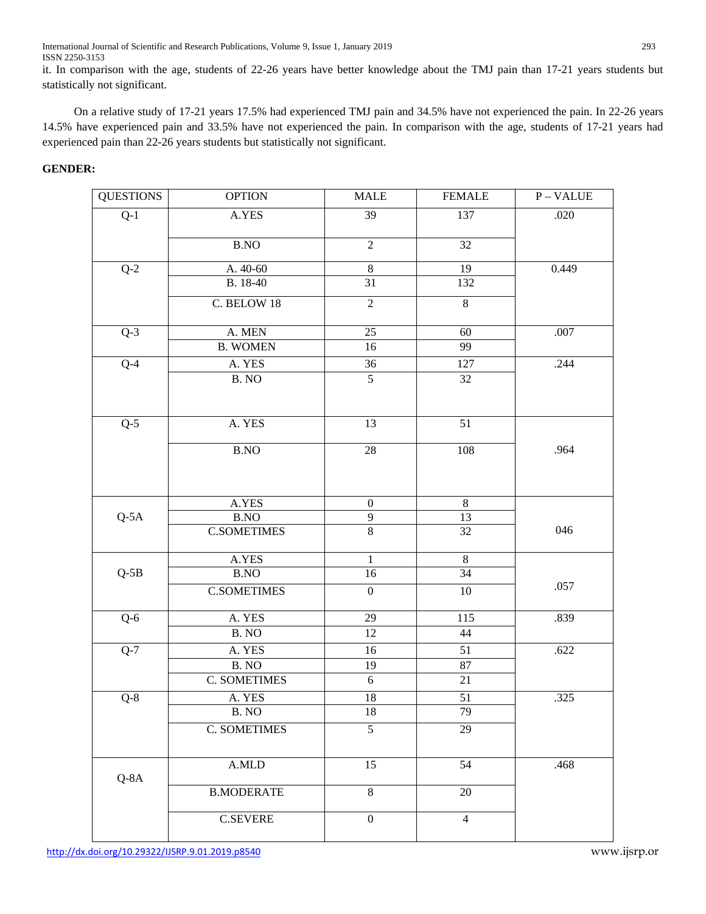it. In comparison with the age, students of 22-26 years have better knowledge about the TMJ pain than 17-21 years students but statistically not significant.

On a relative study of 17-21 years 17.5% had experienced TMJ pain and 34.5% have not experienced the pain. In 22-26 years 14.5% have experienced pain and 33.5% have not experienced the pain. In comparison with the age, students of 17-21 years had experienced pain than 22-26 years students but statistically not significant.

**GENDER:**

| QUESTIONS | OPTION | MALE | FEMALE | P – VALUE |
|---|---|---|---|---|
| Q-1 | A.YES | 39 | 137 | .020 |
| | B.NO | 2 | 32 | |
| Q-2 | A. 40-60 | 8 | 19 | 0.449 |
| | B. 18-40 | 31 | 132 | |
| | C. BELOW 18 | 2 | 8 | |
| Q-3 | A. MEN | 25 | 60 | .007 |
| | B. WOMEN | 16 | 99 | |
| Q-4 | A. YES | 36 | 127 | .244 |
| | B. NO | 5 | 32 | |
| Q-5 | A. YES | 13 | 51 | .964 |
| | B.NO | 28 | 108 | |
| Q-5A | A.YES | 0 | 8 | 046 |
| | B.NO | 9 | 13 | |
| | C.SOMETIMES | 8 | 32 | |
| Q-5B | A.YES | 1 | 8 | .057 |
| | B.NO | 16 | 34 | |
| | C.SOMETIMES | 0 | 10 | |
| Q-6 | A. YES | 29 | 115 | .839 |
| | B. NO | 12 | 44 | |
| Q-7 | A. YES | 16 | 51 | .622 |
| | B. NO | 19 | 87 | |
| | C. SOMETIMES | 6 | 21 | |
| Q-8 | A. YES | 18 | 51 | .325 |
| | B. NO | 18 | 79 | |
| | C. SOMETIMES | 5 | 29 | |
| Q-8A | A.MLD | 15 | 54 | .468 |
| | B.MODERATE | 8 | 20 | |
| | C.SEVERE | 0 | 4 | |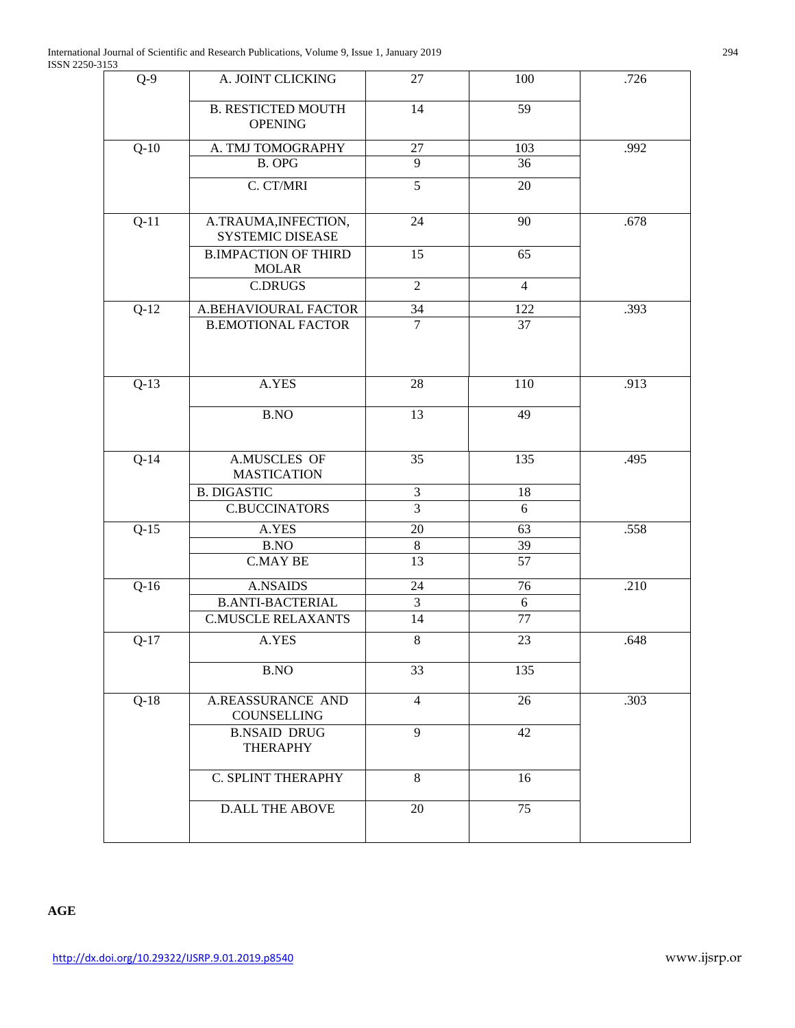| | | | | |
|---|---|---|---|---|
| Q-9 | A. JOINT CLICKING | 27 | 100 | .726 |
| | B. RESTICTED MOUTH OPENING | 14 | 59 | |
| Q-10 | A. TMJ TOMOGRAPHY | 27 | 103 | .992 |
| | B. OPG | 9 | 36 | |
| | C. CT/MRI | 5 | 20 | |
| Q-11 | A.TRAUMA,INFECTION, SYSTEMIC DISEASE | 24 | 90 | .678 |
| | B.IMPACTION OF THIRD MOLAR | 15 | 65 | |
| | C.DRUGS | 2 | 4 | |
| Q-12 | A.BEHAVIOURAL FACTOR | 34 | 122 | .393 |
| | B.EMOTIONAL FACTOR | 7 | 37 | |
| Q-13 | A.YES | 28 | 110 | .913 |
| | B.NO | 13 | 49 | |
| Q-14 | A.MUSCLES OF MASTICATION | 35 | 135 | .495 |
| | B. DIGASTIC | 3 | 18 | |
| | C.BUCCINATORS | 3 | 6 | |
| Q-15 | A.YES | 20 | 63 | .558 |
| | B.NO | 8 | 39 | |
| | C.MAY BE | 13 | 57 | |
| Q-16 | A.NSAIDS | 24 | 76 | .210 |
| | B.ANTI-BACTERIAL | 3 | 6 | |
| | C.MUSCLE RELAXANTS | 14 | 77 | |
| Q-17 | A.YES | 8 | 23 | .648 |
| | B.NO | 33 | 135 | |
| Q-18 | A.REASSURANCE AND COUNSELLING | 4 | 26 | .303 |
| | B.NSAID DRUG THERAPHY | 9 | 42 | |
| | C. SPLINT THERAPHY | 8 | 16 | |
| | D.ALL THE ABOVE | 20 | 75 | |

**AGE**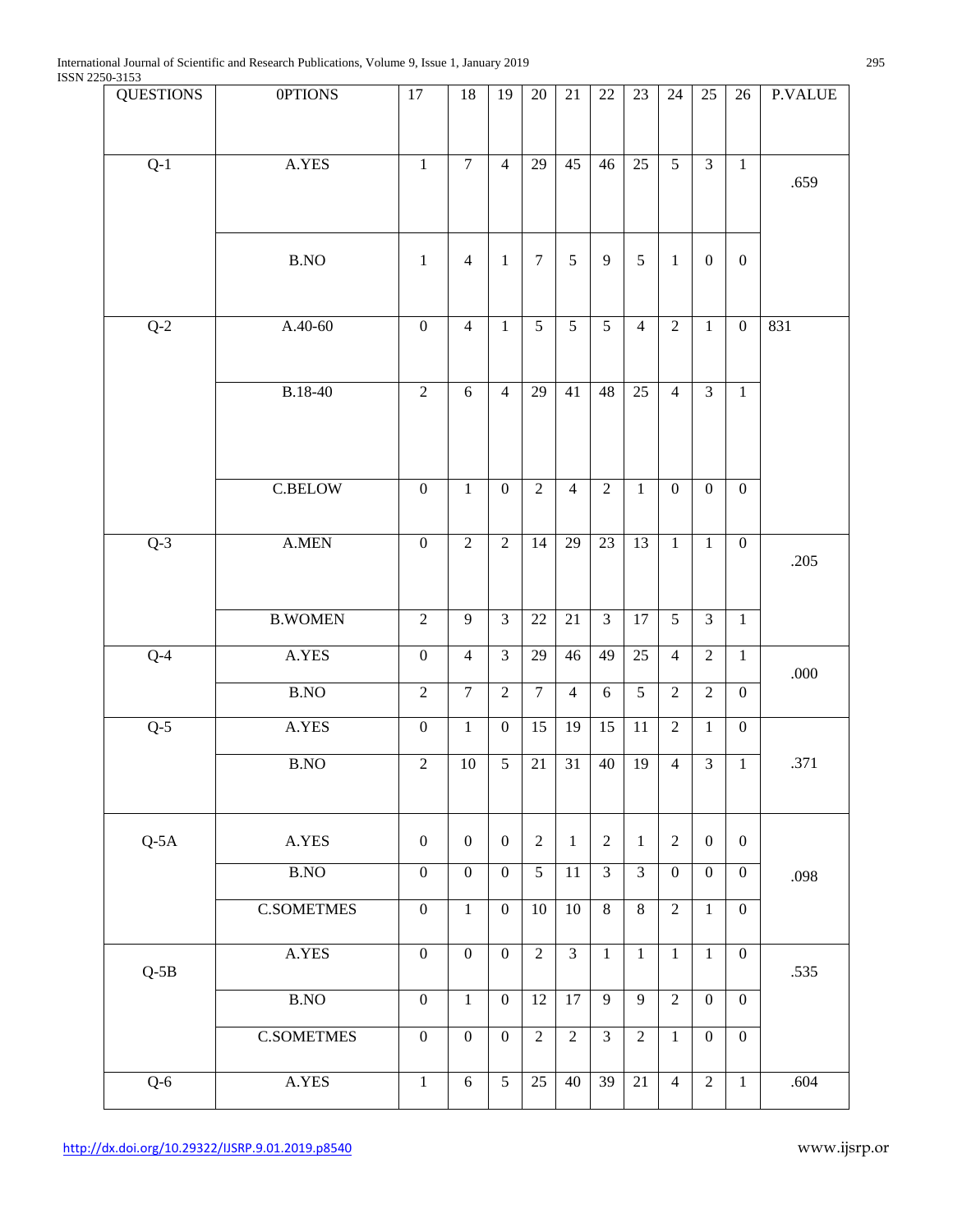| QUESTIONS | 0PTIONS | 17 | 18 | 19 | 20 | 21 | 22 | 23 | 24 | 25 | 26 | P.VALUE |
|---|---|---|---|---|---|---|---|---|---|---|---|---|
| Q-1 | A.YES | 1 | 7 | 4 | 29 | 45 | 46 | 25 | 5 | 3 | 1 | .659 |
| | B.NO | 1 | 4 | 1 | 7 | 5 | 9 | 5 | 1 | 0 | 0 | |
| Q-2 | A.40-60 | 0 | 4 | 1 | 5 | 5 | 5 | 4 | 2 | 1 | 0 | 831 |
| | B.18-40 | 2 | 6 | 4 | 29 | 41 | 48 | 25 | 4 | 3 | 1 | |
| | C.BELOW | 0 | 1 | 0 | 2 | 4 | 2 | 1 | 0 | 0 | 0 | |
| Q-3 | A.MEN | 0 | 2 | 2 | 14 | 29 | 23 | 13 | 1 | 1 | 0 | .205 |
| | B.WOMEN | 2 | 9 | 3 | 22 | 21 | 3 | 17 | 5 | 3 | 1 | |
| Q-4 | A.YES | 0 | 4 | 3 | 29 | 46 | 49 | 25 | 4 | 2 | 1 | .000 |
| | B.NO | 2 | 7 | 2 | 7 | 4 | 6 | 5 | 2 | 2 | 0 | |
| Q-5 | A.YES | 0 | 1 | 0 | 15 | 19 | 15 | 11 | 2 | 1 | 0 | |
| | B.NO | 2 | 10 | 5 | 21 | 31 | 40 | 19 | 4 | 3 | 1 | .371 |
| Q-5A | A.YES | 0 | 0 | 0 | 2 | 1 | 2 | 1 | 2 | 0 | 0 | |
| | B.NO | 0 | 0 | 0 | 5 | 11 | 3 | 3 | 0 | 0 | 0 | .098 |
| | C.SOMETMES | 0 | 1 | 0 | 10 | 10 | 8 | 8 | 2 | 1 | 0 | |
| Q-5B | A.YES | 0 | 0 | 0 | 2 | 3 | 1 | 1 | 1 | 1 | 0 | .535 |
| | B.NO | 0 | 1 | 0 | 12 | 17 | 9 | 9 | 2 | 0 | 0 | |
| | C.SOMETMES | 0 | 0 | 0 | 2 | 2 | 3 | 2 | 1 | 0 | 0 | |
| Q-6 | A.YES | 1 | 6 | 5 | 25 | 40 | 39 | 21 | 4 | 2 | 1 | .604 |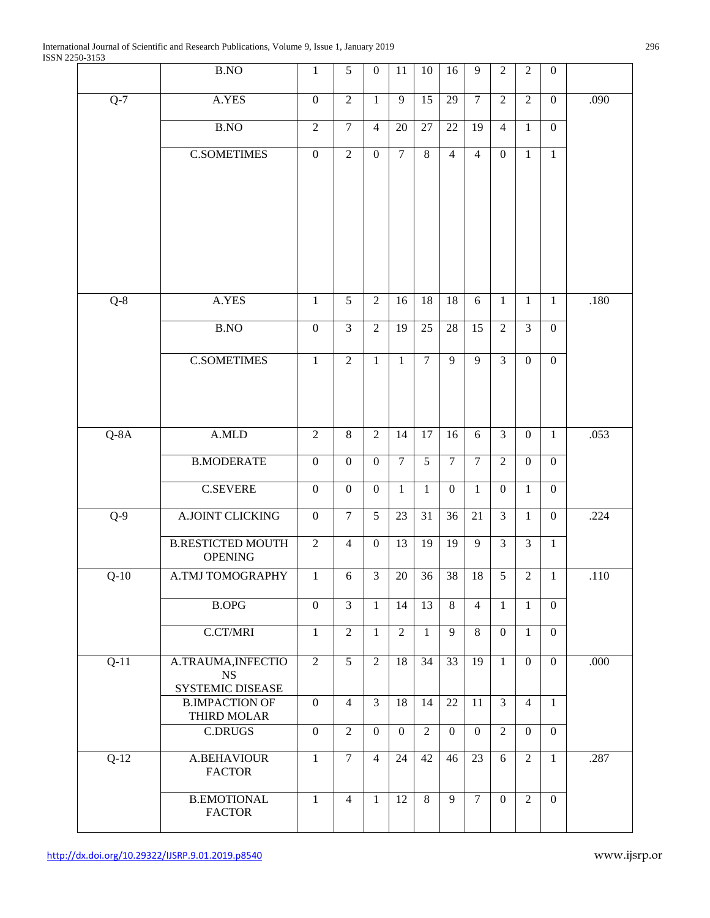|  |  |  |  |  |  |  |  |  |  |  |  |  |
|---|---|---|---|---|---|---|---|---|---|---|---|---|
|  | B.NO | 1 | 5 | 0 | 11 | 10 | 16 | 9 | 2 | 2 | 0 |  |
| Q-7 | A.YES | 0 | 2 | 1 | 9 | 15 | 29 | 7 | 2 | 2 | 0 | .090 |
|  | B.NO | 2 | 7 | 4 | 20 | 27 | 22 | 19 | 4 | 1 | 0 |  |
|  | C.SOMETIMES | 0 | 2 | 0 | 7 | 8 | 4 | 4 | 0 | 1 | 1 |  |
| Q-8 | A.YES | 1 | 5 | 2 | 16 | 18 | 18 | 6 | 1 | 1 | 1 | .180 |
|  | B.NO | 0 | 3 | 2 | 19 | 25 | 28 | 15 | 2 | 3 | 0 |  |
|  | C.SOMETIMES | 1 | 2 | 1 | 1 | 7 | 9 | 9 | 3 | 0 | 0 |  |
| Q-8A | A.MLD | 2 | 8 | 2 | 14 | 17 | 16 | 6 | 3 | 0 | 1 | .053 |
|  | B.MODERATE | 0 | 0 | 0 | 7 | 5 | 7 | 7 | 2 | 0 | 0 |  |
|  | C.SEVERE | 0 | 0 | 0 | 1 | 1 | 0 | 1 | 0 | 1 | 0 |  |
| Q-9 | A.JOINT CLICKING | 0 | 7 | 5 | 23 | 31 | 36 | 21 | 3 | 1 | 0 | .224 |
|  | B.RESTICTED MOUTH OPENING | 2 | 4 | 0 | 13 | 19 | 19 | 9 | 3 | 3 | 1 |  |
| Q-10 | A.TMJ TOMOGRAPHY | 1 | 6 | 3 | 20 | 36 | 38 | 18 | 5 | 2 | 1 | .110 |
|  | B.OPG | 0 | 3 | 1 | 14 | 13 | 8 | 4 | 1 | 1 | 0 |  |
|  | C.CT/MRI | 1 | 2 | 1 | 2 | 1 | 9 | 8 | 0 | 1 | 0 |  |
| Q-11 | A.TRAUMA,INFECTIONS SYSTEMIC DISEASE | 2 | 5 | 2 | 18 | 34 | 33 | 19 | 1 | 0 | 0 | .000 |
|  | B.IMPACTION OF THIRD MOLAR | 0 | 4 | 3 | 18 | 14 | 22 | 11 | 3 | 4 | 1 |  |
|  | C.DRUGS | 0 | 2 | 0 | 0 | 2 | 0 | 0 | 2 | 0 | 0 |  |
| Q-12 | A.BEHAVIOUR FACTOR | 1 | 7 | 4 | 24 | 42 | 46 | 23 | 6 | 2 | 1 | .287 |
|  | B.EMOTIONAL FACTOR | 1 | 4 | 1 | 12 | 8 | 9 | 7 | 0 | 2 | 0 |  |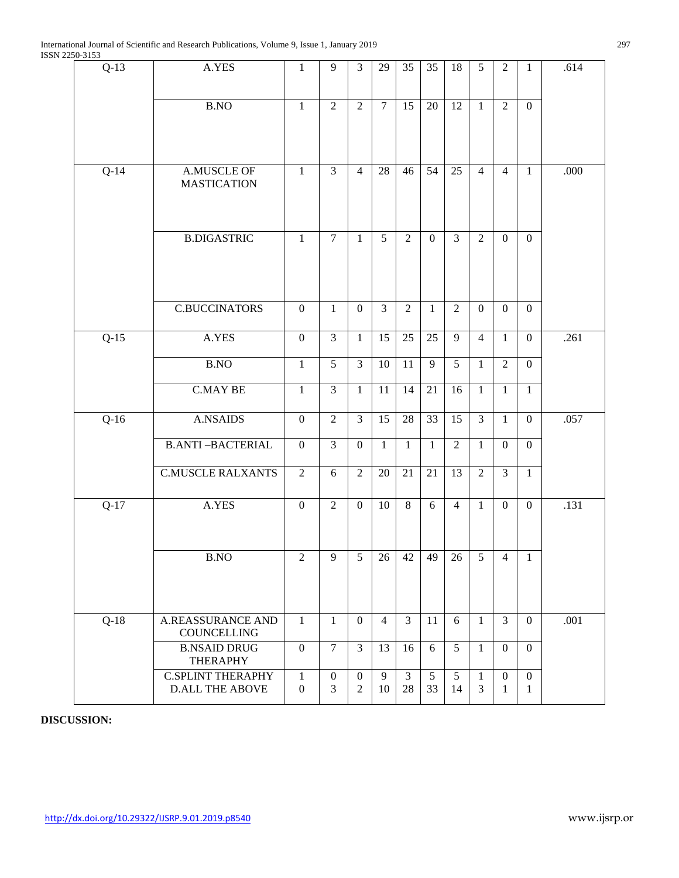| Q-13 | A.YES | 1 | 9 | 3 | 29 | 35 | 35 | 18 | 5 | 2 | 1 | .614 |
|---|---|---|---|---|---|---|---|---|---|---|---|---|
| | B.NO | 1 | 2 | 2 | 7 | 15 | 20 | 12 | 1 | 2 | 0 | |
| Q-14 | A.MUSCLE OF MASTICATION | 1 | 3 | 4 | 28 | 46 | 54 | 25 | 4 | 4 | 1 | .000 |
| | B.DIGASTRIC | 1 | 7 | 1 | 5 | 2 | 0 | 3 | 2 | 0 | 0 | |
| | C.BUCCINATORS | 0 | 1 | 0 | 3 | 2 | 1 | 2 | 0 | 0 | 0 | |
| Q-15 | A.YES | 0 | 3 | 1 | 15 | 25 | 25 | 9 | 4 | 1 | 0 | .261 |
| | B.NO | 1 | 5 | 3 | 10 | 11 | 9 | 5 | 1 | 2 | 0 | |
| | C.MAY BE | 1 | 3 | 1 | 11 | 14 | 21 | 16 | 1 | 1 | 1 | |
| Q-16 | A.NSAIDS | 0 | 2 | 3 | 15 | 28 | 33 | 15 | 3 | 1 | 0 | .057 |
| | B.ANTI –BACTERIAL | 0 | 3 | 0 | 1 | 1 | 1 | 2 | 1 | 0 | 0 | |
| | C.MUSCLE RALXANTS | 2 | 6 | 2 | 20 | 21 | 21 | 13 | 2 | 3 | 1 | |
| Q-17 | A.YES | 0 | 2 | 0 | 10 | 8 | 6 | 4 | 1 | 0 | 0 | .131 |
| | B.NO | 2 | 9 | 5 | 26 | 42 | 49 | 26 | 5 | 4 | 1 | |
| Q-18 | A.REASSURANCE AND COUNCELLING | 1 | 1 | 0 | 4 | 3 | 11 | 6 | 1 | 3 | 0 | .001 |
| | B.NSAID DRUG THERAPHY | 0 | 7 | 3 | 13 | 16 | 6 | 5 | 1 | 0 | 0 | |
| | C.SPLINT THERAPHY | 1 | 0 | 0 | 9 | 3 | 5 | 5 | 1 | 0 | 0 | |
| | D.ALL THE ABOVE | 0 | 3 | 2 | 10 | 28 | 33 | 14 | 3 | 1 | 1 | |

**DISCUSSION:**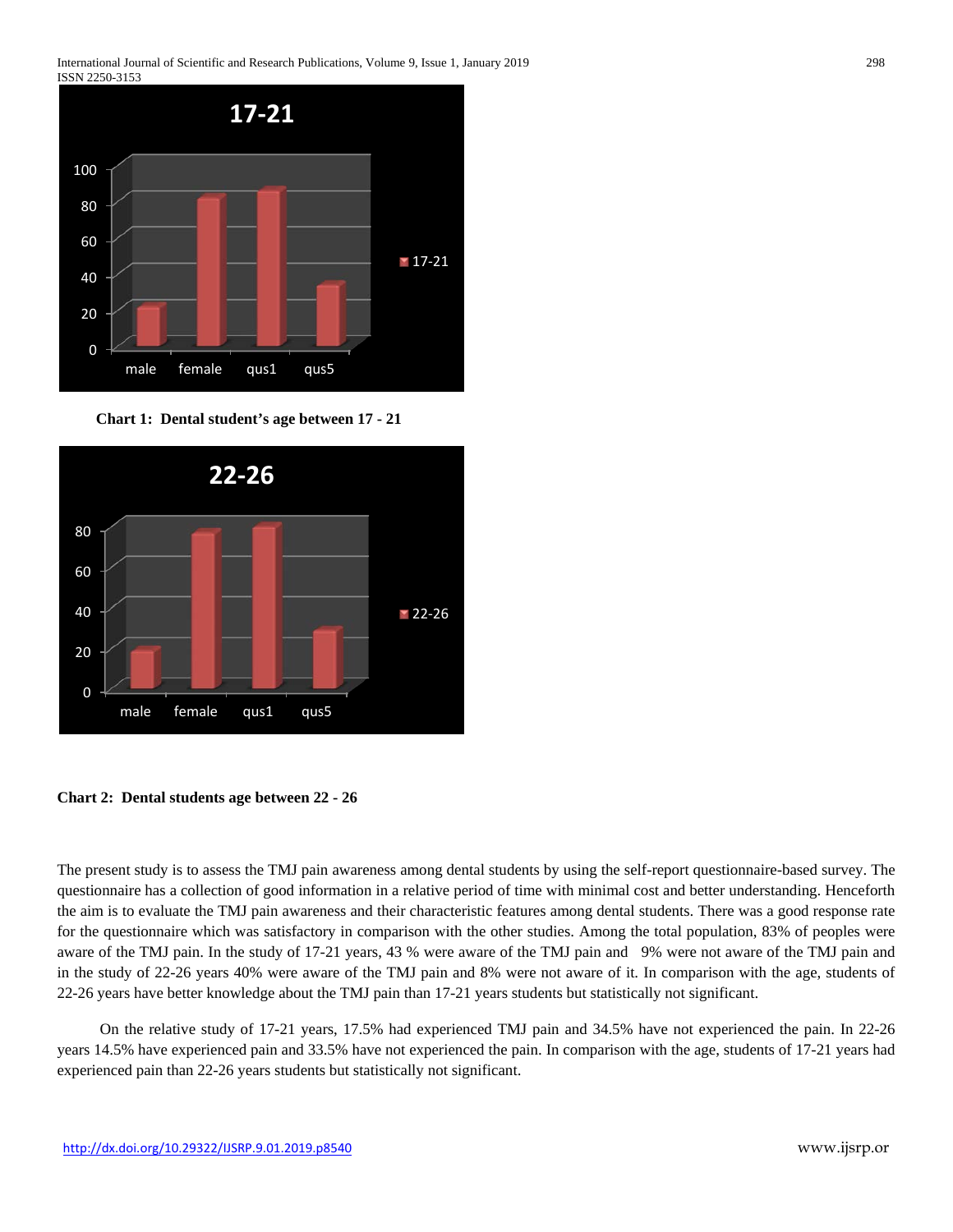**Chart 1: Dental student's age between 17 - 21**

**Chart 2: Dental students age between 22 - 26**

The present study is to assess the TMJ pain awareness among dental students by using the self-report questionnaire-based survey. The questionnaire has a collection of good information in a relative period of time with minimal cost and better understanding. Henceforth the aim is to evaluate the TMJ pain awareness and their characteristic features among dental students. There was a good response rate for the questionnaire which was satisfactory in comparison with the other studies. Among the total population, 83% of peoples were aware of the TMJ pain. In the study of 17-21 years, 43 % were aware of the TMJ pain and 9% were not aware of the TMJ pain and in the study of 22-26 years 40% were aware of the TMJ pain and 8% were not aware of it. In comparison with the age, students of 22-26 years have better knowledge about the TMJ pain than 17-21 years students but statistically not significant.

On the relative study of 17-21 years, 17.5% had experienced TMJ pain and 34.5% have not experienced the pain. In 22-26 years 14.5% have experienced pain and 33.5% have not experienced the pain. In comparison with the age, students of 17-21 years had experienced pain than 22-26 years students but statistically not significant.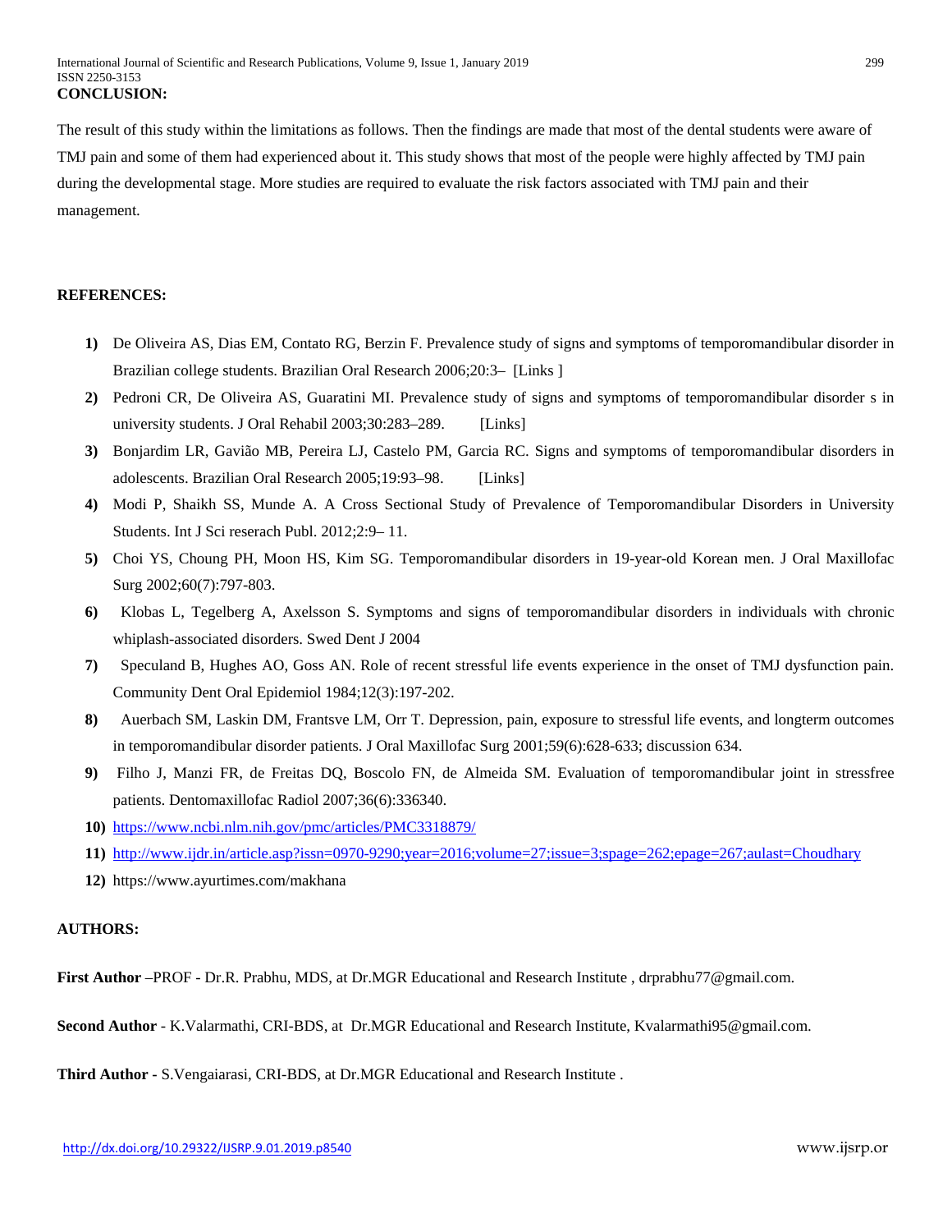**CONCLUSION:**

The result of this study within the limitations as follows. Then the findings are made that most of the dental students were aware of TMJ pain and some of them had experienced about it. This study shows that most of the people were highly affected by TMJ pain during the developmental stage. More studies are required to evaluate the risk factors associated with TMJ pain and their management.

**REFERENCES:**

1) De Oliveira AS, Dias EM, Contato RG, Berzin F. Prevalence study of signs and symptoms of temporomandibular disorder in Brazilian college students. Brazilian Oral Research 2006;20:3– [Links ]
2) Pedroni CR, De Oliveira AS, Guaratini MI. Prevalence study of signs and symptoms of temporomandibular disorder s in university students. J Oral Rehabil 2003;30:283–289. [Links]
3) Bonjardim LR, Gavião MB, Pereira LJ, Castelo PM, Garcia RC. Signs and symptoms of temporomandibular disorders in adolescents. Brazilian Oral Research 2005;19:93–98. [Links]
4) Modi P, Shaikh SS, Munde A. A Cross Sectional Study of Prevalence of Temporomandibular Disorders in University Students. Int J Sci reserach Publ. 2012;2:9– 11.
5) Choi YS, Choung PH, Moon HS, Kim SG. Temporomandibular disorders in 19-year-old Korean men. J Oral Maxillofac Surg 2002;60(7):797-803.
6) Klobas L, Tegelberg A, Axelsson S. Symptoms and signs of temporomandibular disorders in individuals with chronic whiplash-associated disorders. Swed Dent J 2004
7) Speculand B, Hughes AO, Goss AN. Role of recent stressful life events experience in the onset of TMJ dysfunction pain. Community Dent Oral Epidemiol 1984;12(3):197-202.
8) Auerbach SM, Laskin DM, Frantsve LM, Orr T. Depression, pain, exposure to stressful life events, and longterm outcomes in temporomandibular disorder patients. J Oral Maxillofac Surg 2001;59(6):628-633; discussion 634.
9) Filho J, Manzi FR, de Freitas DQ, Boscolo FN, de Almeida SM. Evaluation of temporomandibular joint in stressfree patients. Dentomaxillofac Radiol 2007;36(6):336340.
10) https://www.ncbi.nlm.nih.gov/pmc/articles/PMC3318879/
11) http://www.ijdr.in/article.asp?issn=0970-9290;year=2016;volume=27;issue=3;spage=262;epage=267;aulast=Choudhary
12) https://www.ayurtimes.com/makhana

**AUTHORS:**

**First Author** –PROF - Dr.R. Prabhu, MDS, at Dr.MGR Educational and Research Institute , drprabhu77@gmail.com.

**Second Author** - K.Valarmathi, CRI-BDS, at Dr.MGR Educational and Research Institute, Kvalarmathi95@gmail.com.

**Third Author -** S.Vengaiarasi, CRI-BDS, at Dr.MGR Educational and Research Institute .